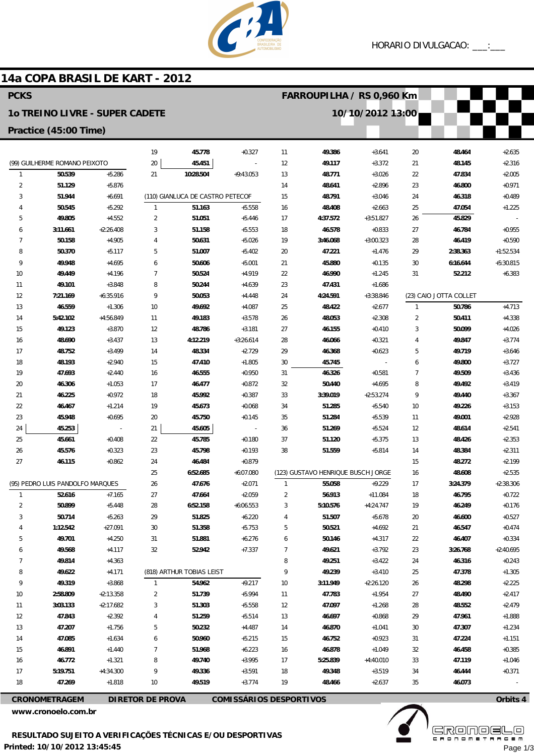HORARIO DIVULGACAO: ___:___

# 14a COPA BRASIL DE KART - 2012

## PCKS

**FARROUPILHA / RS 0,960 Km**

**1o TREINO LIVRE - SUPER CADETE**

**10/10/2012 13:00**

**Practice (45:00 Time)**

### (99) GUILHERME ROMANO PEIXOTO

| Lap | Time | Diff |
|---|---|---|
| 1 | 50.539 | +5.286 |
| 2 | 51.129 | +5.876 |
| 3 | 51.944 | +6.691 |
| 4 | 50.545 | +5.292 |
| 5 | 49.805 | +4.552 |
| 6 | 3:11.661 | +2:26.408 |
| 7 | 50.158 | +4.905 |
| 8 | 50.370 | +5.117 |
| 9 | 49.948 | +4.695 |
| 10 | 49.449 | +4.196 |
| 11 | 49.101 | +3.848 |
| 12 | 7:21.169 | +6:35.916 |
| 13 | 46.559 | +1.306 |
| 14 | 5:42.102 | +4:56.849 |
| 15 | 49.123 | +3.870 |
| 16 | 48.690 | +3.437 |
| 17 | 48.752 | +3.499 |
| 18 | 48.193 | +2.940 |
| 19 | 47.693 | +2.440 |
| 20 | 46.306 | +1.053 |
| 21 | 46.225 | +0.972 |
| 22 | 46.467 | +1.214 |
| 23 | 45.948 | +0.695 |
| 24 | 45.253 | - |
| 25 | 45.661 | +0.408 |
| 26 | 45.576 | +0.323 |
| 27 | 46.115 | +0.862 |

### (95) PEDRO LUIS PANDOLFO MARQUES

| Lap | Time | Diff |
|---|---|---|
| 1 | 52.616 | +7.165 |
| 2 | 50.899 | +5.448 |
| 3 | 50.714 | +5.263 |
| 4 | 1:12.542 | +27.091 |
| 5 | 49.701 | +4.250 |
| 6 | 49.568 | +4.117 |
| 7 | 49.814 | +4.363 |
| 8 | 49.622 | +4.171 |
| 9 | 49.319 | +3.868 |
| 10 | 2:58.809 | +2:13.358 |
| 11 | 3:03.133 | +2:17.682 |
| 12 | 47.843 | +2.392 |
| 13 | 47.207 | +1.756 |
| 14 | 47.085 | +1.634 |
| 15 | 46.891 | +1.440 |
| 16 | 46.772 | +1.321 |
| 17 | 5:19.751 | +4:34.300 |
| 18 | 47.269 | +1.818 |
| 19 | 45.778 | +0.327 |
| 20 | 45.451 | - |
| 21 | 10:28.504 | +9:43.053 |

### (110) GIANLUCA DE CASTRO PETECOF

| Lap | Time | Diff |
|---|---|---|
| 1 | 51.163 | +5.558 |
| 2 | 51.051 | +5.446 |
| 3 | 51.158 | +5.553 |
| 4 | 50.631 | +5.026 |
| 5 | 51.007 | +5.402 |
| 6 | 50.606 | +5.001 |
| 7 | 50.524 | +4.919 |
| 8 | 50.244 | +4.639 |
| 9 | 50.053 | +4.448 |
| 10 | 49.692 | +4.087 |
| 11 | 49.183 | +3.578 |
| 12 | 48.786 | +3.181 |
| 13 | 4:12.219 | +3:26.614 |
| 14 | 48.334 | +2.729 |
| 15 | 47.410 | +1.805 |
| 16 | 46.555 | +0.950 |
| 17 | 46.477 | +0.872 |
| 18 | 45.992 | +0.387 |
| 19 | 45.673 | +0.068 |
| 20 | 45.750 | +0.145 |
| 21 | 45.605 | - |
| 22 | 45.785 | +0.180 |
| 23 | 45.798 | +0.193 |
| 24 | 46.484 | +0.879 |
| 25 | 6:52.685 | +6:07.080 |
| 26 | 47.676 | +2.071 |
| 27 | 47.664 | +2.059 |
| 28 | 6:52.158 | +6:06.553 |
| 29 | 51.825 | +6.220 |
| 30 | 51.358 | +5.753 |
| 31 | 51.881 | +6.276 |
| 32 | 52.942 | +7.337 |

### (818) ARTHUR TOBIAS LEIST

| Lap | Time | Diff |
|---|---|---|
| 1 | 54.962 | +9.217 |
| 2 | 51.739 | +5.994 |
| 3 | 51.303 | +5.558 |
| 4 | 51.259 | +5.514 |
| 5 | 50.232 | +4.487 |
| 6 | 50.960 | +5.215 |
| 7 | 51.968 | +6.223 |
| 8 | 49.740 | +3.995 |
| 9 | 49.336 | +3.591 |
| 10 | 49.519 | +3.774 |
| 11 | 49.386 | +3.641 |
| 12 | 49.117 | +3.372 |
| 13 | 48.771 | +3.026 |
| 14 | 48.641 | +2.896 |
| 15 | 48.791 | +3.046 |
| 16 | 48.408 | +2.663 |
| 17 | 4:37.572 | +3:51.827 |
| 18 | 46.578 | +0.833 |
| 19 | 3:46.068 | +3:00.323 |
| 20 | 47.221 | +1.476 |
| 21 | 45.880 | +0.135 |
| 22 | 46.990 | +1.245 |
| 23 | 47.431 | +1.686 |
| 24 | 4:24.591 | +3:38.846 |
| 25 | 48.422 | +2.677 |
| 26 | 48.053 | +2.308 |
| 27 | 46.155 | +0.410 |
| 28 | 46.066 | +0.321 |
| 29 | 46.368 | +0.623 |
| 30 | 45.745 | - |
| 31 | 46.326 | +0.581 |
| 32 | 50.440 | +4.695 |
| 33 | 3:39.019 | +2:53.274 |
| 34 | 51.285 | +5.540 |
| 35 | 51.284 | +5.539 |
| 36 | 51.269 | +5.524 |
| 37 | 51.120 | +5.375 |
| 38 | 51.559 | +5.814 |

### (123) GUSTAVO HENRIQUE BUSCH JORGE

| Lap | Time | Diff |
|---|---|---|
| 1 | 55.058 | +9.229 |
| 2 | 56.913 | +11.084 |
| 3 | 5:10.576 | +4:24.747 |
| 4 | 51.507 | +5.678 |
| 5 | 50.521 | +4.692 |
| 6 | 50.146 | +4.317 |
| 7 | 49.621 | +3.792 |
| 8 | 49.251 | +3.422 |
| 9 | 49.239 | +3.410 |
| 10 | 3:11.949 | +2:26.120 |
| 11 | 47.783 | +1.954 |
| 12 | 47.097 | +1.268 |
| 13 | 46.697 | +0.868 |
| 14 | 46.870 | +1.041 |
| 15 | 46.752 | +0.923 |
| 16 | 46.878 | +1.049 |
| 17 | 5:25.839 | +4:40.010 |
| 18 | 49.348 | +3.519 |
| 19 | 48.466 | +2.637 |
| 20 | 48.464 | +2.635 |
| 21 | 48.145 | +2.316 |
| 22 | 47.834 | +2.005 |
| 23 | 46.800 | +0.971 |
| 24 | 46.318 | +0.489 |
| 25 | 47.054 | +1.225 |
| 26 | 45.829 | - |
| 27 | 46.784 | +0.955 |
| 28 | 46.419 | +0.590 |
| 29 | 2:38.363 | +1:52.534 |
| 30 | 6:16.644 | +5:30.815 |
| 31 | 52.212 | +6.383 |

### (23) CAIO JOTTA COLLET

| Lap | Time | Diff |
|---|---|---|
| 1 | 50.786 | +4.713 |
| 2 | 50.411 | +4.338 |
| 3 | 50.099 | +4.026 |
| 4 | 49.847 | +3.774 |
| 5 | 49.719 | +3.646 |
| 6 | 49.800 | +3.727 |
| 7 | 49.509 | +3.436 |
| 8 | 49.492 | +3.419 |
| 9 | 49.440 | +3.367 |
| 10 | 49.226 | +3.153 |
| 11 | 49.001 | +2.928 |
| 12 | 48.614 | +2.541 |
| 13 | 48.426 | +2.353 |
| 14 | 48.384 | +2.311 |
| 15 | 48.272 | +2.199 |
| 16 | 48.608 | +2.535 |
| 17 | 3:24.379 | +2:38.306 |
| 18 | 46.795 | +0.722 |
| 19 | 46.249 | +0.176 |
| 20 | 46.600 | +0.527 |
| 21 | 46.547 | +0.474 |
| 22 | 46.407 | +0.334 |
| 23 | 3:26.768 | +2:40.695 |
| 24 | 46.316 | +0.243 |
| 25 | 47.378 | +1.305 |
| 26 | 48.298 | +2.225 |
| 27 | 48.490 | +2.417 |
| 28 | 48.552 | +2.479 |
| 29 | 47.961 | +1.888 |
| 30 | 47.307 | +1.234 |
| 31 | 47.224 | +1.151 |
| 32 | 46.458 | +0.385 |
| 33 | 47.119 | +1.046 |
| 34 | 46.444 | +0.371 |
| 35 | 46.073 | - |

**CRONOMETRAGEM** **DIRETOR DE PROVA** **COMISSÁRIOS DESPORTIVOS** **Orbits 4**

www.cronoelo.com.br

**RESULTADO SUJEITO A VERIFICAÇÕES TÉCNICAS E/OU DESPORTIVAS**

**Printed: 10/10/2012 13:45:45**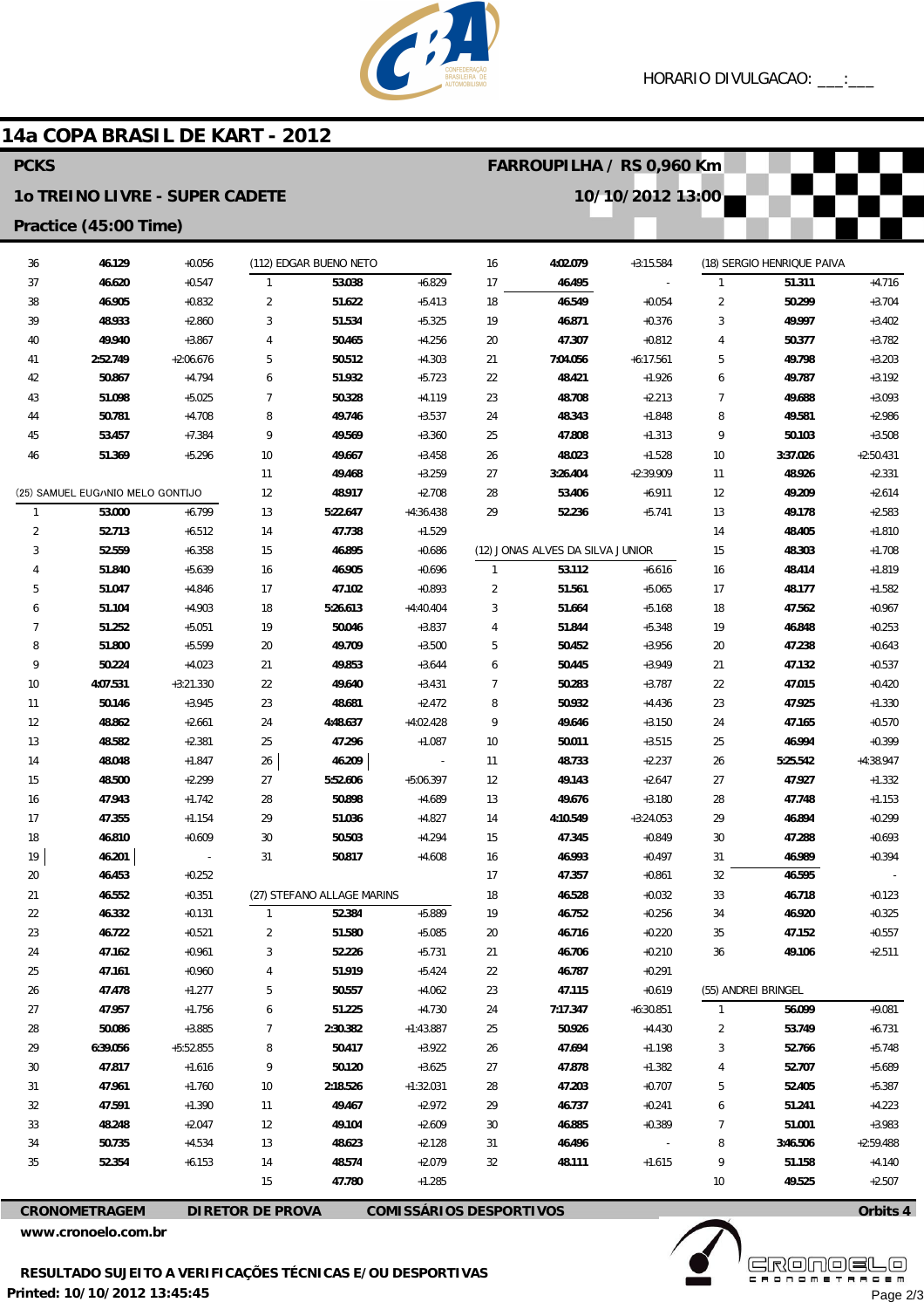# 14a COPA BRASIL DE KART - 2012

**PCKS** — **FARROUPILHA / RS 0,960 Km**

**1o TREINO LIVRE - SUPER CADETE** — **10/10/2012 13:00**

**Practice (45:00 Time)**

| Lap | Time | Diff |
|---|---|---|
| 36 | 46.129 | +0.056 |
| 37 | 46.620 | +0.547 |
| 38 | 46.905 | +0.832 |
| 39 | 48.933 | +2.860 |
| 40 | 49.940 | +3.867 |
| 41 | 2:52.749 | +2:06.676 |
| 42 | 50.867 | +4.794 |
| 43 | 51.098 | +5.025 |
| 44 | 50.781 | +4.708 |
| 45 | 53.457 | +7.384 |
| 46 | 51.369 | +5.296 |

**(25) SAMUEL EUGÊNIO MELO GONTIJO**

| Lap | Time | Diff |
|---|---|---|
| 1 | 53.000 | +6.799 |
| 2 | 52.713 | +6.512 |
| 3 | 52.559 | +6.358 |
| 4 | 51.840 | +5.639 |
| 5 | 51.047 | +4.846 |
| 6 | 51.104 | +4.903 |
| 7 | 51.252 | +5.051 |
| 8 | 51.800 | +5.599 |
| 9 | 50.224 | +4.023 |
| 10 | 4:07.531 | +3:21.330 |
| 11 | 50.146 | +3.945 |
| 12 | 48.862 | +2.661 |
| 13 | 48.582 | +2.381 |
| 14 | 48.048 | +1.847 |
| 15 | 48.500 | +2.299 |
| 16 | 47.943 | +1.742 |
| 17 | 47.355 | +1.154 |
| 18 | 46.810 | +0.609 |
| 19 | 46.201 | - |
| 20 | 46.453 | +0.252 |
| 21 | 46.552 | +0.351 |
| 22 | 46.332 | +0.131 |
| 23 | 46.722 | +0.521 |
| 24 | 47.162 | +0.961 |
| 25 | 47.161 | +0.960 |
| 26 | 47.478 | +1.277 |
| 27 | 47.957 | +1.756 |
| 28 | 50.086 | +3.885 |
| 29 | 6:39.056 | +5:52.855 |
| 30 | 47.817 | +1.616 |
| 31 | 47.961 | +1.760 |
| 32 | 47.591 | +1.390 |
| 33 | 48.248 | +2.047 |
| 34 | 50.735 | +4.534 |
| 35 | 52.354 | +6.153 |

**(112) EDGAR BUENO NETO**

| Lap | Time | Diff |
|---|---|---|
| 1 | 53.038 | +6.829 |
| 2 | 51.622 | +5.413 |
| 3 | 51.534 | +5.325 |
| 4 | 50.465 | +4.256 |
| 5 | 50.512 | +4.303 |
| 6 | 51.932 | +5.723 |
| 7 | 50.328 | +4.119 |
| 8 | 49.746 | +3.537 |
| 9 | 49.569 | +3.360 |
| 10 | 49.667 | +3.458 |
| 11 | 49.468 | +3.259 |
| 12 | 48.917 | +2.708 |
| 13 | 5:22.647 | +4:36.438 |
| 14 | 47.738 | +1.529 |
| 15 | 46.895 | +0.686 |
| 16 | 46.905 | +0.696 |
| 17 | 47.102 | +0.893 |
| 18 | 5:26.613 | +4:40.404 |
| 19 | 50.046 | +3.837 |
| 20 | 49.709 | +3.500 |
| 21 | 49.853 | +3.644 |
| 22 | 49.640 | +3.431 |
| 23 | 48.681 | +2.472 |
| 24 | 4:48.637 | +4:02.428 |
| 25 | 47.296 | +1.087 |
| 26 | 46.209 | - |
| 27 | 5:52.606 | +5:06.397 |
| 28 | 50.898 | +4.689 |
| 29 | 51.036 | +4.827 |
| 30 | 50.503 | +4.294 |
| 31 | 50.817 | +4.608 |

**(27) STEFANO ALLAGE MARINS**

| Lap | Time | Diff |
|---|---|---|
| 1 | 52.384 | +5.889 |
| 2 | 51.580 | +5.085 |
| 3 | 52.226 | +5.731 |
| 4 | 51.919 | +5.424 |
| 5 | 50.557 | +4.062 |
| 6 | 51.225 | +4.730 |
| 7 | 2:30.382 | +1:43.887 |
| 8 | 50.417 | +3.922 |
| 9 | 50.120 | +3.625 |
| 10 | 2:18.526 | +1:32.031 |
| 11 | 49.467 | +2.972 |
| 12 | 49.104 | +2.609 |
| 13 | 48.623 | +2.128 |
| 14 | 48.574 | +2.079 |
| 15 | 47.780 | +1.285 |
| 16 | 4:02.079 | +3:15.584 |
| 17 | 46.495 | - |
| 18 | 46.549 | +0.054 |
| 19 | 46.871 | +0.376 |
| 20 | 47.307 | +0.812 |
| 21 | 7:04.056 | +6:17.561 |
| 22 | 48.421 | +1.926 |
| 23 | 48.708 | +2.213 |
| 24 | 48.343 | +1.848 |
| 25 | 47.808 | +1.313 |
| 26 | 48.023 | +1.528 |
| 27 | 3:26.404 | +2:39.909 |
| 28 | 53.406 | +6.911 |
| 29 | 52.236 | +5.741 |

**(12) JONAS ALVES DA SILVA JUNIOR**

| Lap | Time | Diff |
|---|---|---|
| 1 | 53.112 | +6.616 |
| 2 | 51.561 | +5.065 |
| 3 | 51.664 | +5.168 |
| 4 | 51.844 | +5.348 |
| 5 | 50.452 | +3.956 |
| 6 | 50.445 | +3.949 |
| 7 | 50.283 | +3.787 |
| 8 | 50.932 | +4.436 |
| 9 | 49.646 | +3.150 |
| 10 | 50.011 | +3.515 |
| 11 | 48.733 | +2.237 |
| 12 | 49.143 | +2.647 |
| 13 | 49.676 | +3.180 |
| 14 | 4:10.549 | +3:24.053 |
| 15 | 47.345 | +0.849 |
| 16 | 46.993 | +0.497 |
| 17 | 47.357 | +0.861 |
| 18 | 46.528 | +0.032 |
| 19 | 46.752 | +0.256 |
| 20 | 46.716 | +0.220 |
| 21 | 46.706 | +0.210 |
| 22 | 46.787 | +0.291 |
| 23 | 47.115 | +0.619 |
| 24 | 7:17.347 | +6:30.851 |
| 25 | 50.926 | +4.430 |
| 26 | 47.694 | +1.198 |
| 27 | 47.878 | +1.382 |
| 28 | 47.203 | +0.707 |
| 29 | 46.737 | +0.241 |
| 30 | 46.885 | +0.389 |
| 31 | 46.496 | - |
| 32 | 48.111 | +1.615 |

**(18) SERGIO HENRIQUE PAIVA**

| Lap | Time | Diff |
|---|---|---|
| 1 | 51.311 | +4.716 |
| 2 | 50.299 | +3.704 |
| 3 | 49.997 | +3.402 |
| 4 | 50.377 | +3.782 |
| 5 | 49.798 | +3.203 |
| 6 | 49.787 | +3.192 |
| 7 | 49.688 | +3.093 |
| 8 | 49.581 | +2.986 |
| 9 | 50.103 | +3.508 |
| 10 | 3:37.026 | +2:50.431 |
| 11 | 48.926 | +2.331 |
| 12 | 49.209 | +2.614 |
| 13 | 49.178 | +2.583 |
| 14 | 48.405 | +1.810 |
| 15 | 48.303 | +1.708 |
| 16 | 48.414 | +1.819 |
| 17 | 48.177 | +1.582 |
| 18 | 47.562 | +0.967 |
| 19 | 46.848 | +0.253 |
| 20 | 47.238 | +0.643 |
| 21 | 47.132 | +0.537 |
| 22 | 47.015 | +0.420 |
| 23 | 47.925 | +1.330 |
| 24 | 47.165 | +0.570 |
| 25 | 46.994 | +0.399 |
| 26 | 5:25.542 | +4:38.947 |
| 27 | 47.927 | +1.332 |
| 28 | 47.748 | +1.153 |
| 29 | 46.894 | +0.299 |
| 30 | 47.288 | +0.693 |
| 31 | 46.989 | +0.394 |
| 32 | 46.595 | - |
| 33 | 46.718 | +0.123 |
| 34 | 46.920 | +0.325 |
| 35 | 47.152 | +0.557 |
| 36 | 49.106 | +2.511 |

**(55) ANDREI BRINGEL**

| Lap | Time | Diff |
|---|---|---|
| 1 | 56.099 | +9.081 |
| 2 | 53.749 | +6.731 |
| 3 | 52.766 | +5.748 |
| 4 | 52.707 | +5.689 |
| 5 | 52.405 | +5.387 |
| 6 | 51.241 | +4.223 |
| 7 | 51.001 | +3.983 |
| 8 | 3:46.506 | +2:59.488 |
| 9 | 51.158 | +4.140 |
| 10 | 49.525 | +2.507 |

**CRONOMETRAGEM** | **DIRETOR DE PROVA** | **COMISSÁRIOS DESPORTIVOS** | **Orbits 4**

www.cronoelo.com.br

**RESULTADO SUJEITO A VERIFICAÇÕES TÉCNICAS E/OU DESPORTIVAS**

**Printed: 10/10/2012 13:45:45**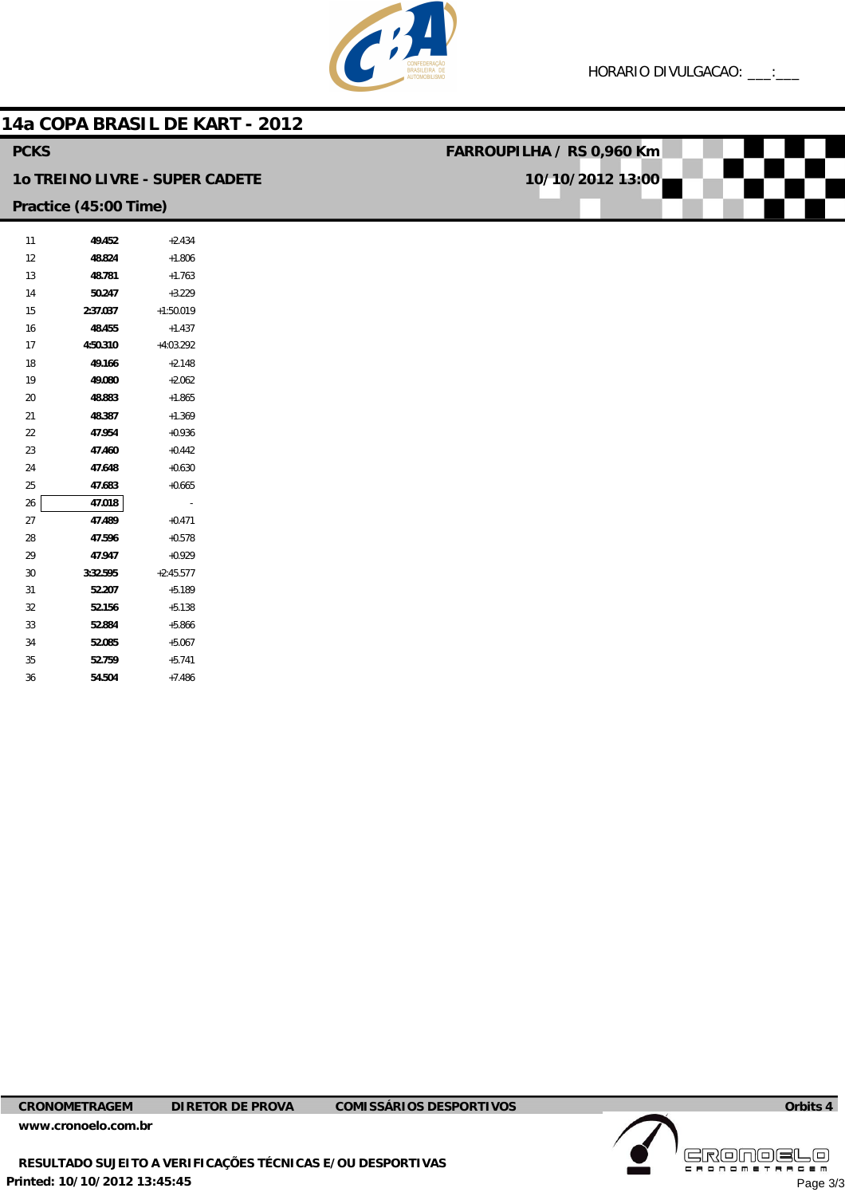HORARIO DIVULGACAO: ___:___

# 14a COPA BRASIL DE KART - 2012

**PCKS** — **FARROUPILHA / RS 0,960 Km**

**1o TREINO LIVRE - SUPER CADETE** — **10/10/2012 13:00**

**Practice (45:00 Time)**

| | | |
|---|---|---|
| 11 | **49.452** | +2.434 |
| 12 | **48.824** | +1.806 |
| 13 | **48.781** | +1.763 |
| 14 | **50.247** | +3.229 |
| 15 | **2:37.037** | +1:50.019 |
| 16 | **48.455** | +1.437 |
| 17 | **4:50.310** | +4:03.292 |
| 18 | **49.166** | +2.148 |
| 19 | **49.080** | +2.062 |
| 20 | **48.883** | +1.865 |
| 21 | **48.387** | +1.369 |
| 22 | **47.954** | +0.936 |
| 23 | **47.460** | +0.442 |
| 24 | **47.648** | +0.630 |
| 25 | **47.683** | +0.665 |
| 26 | **47.018** | - |
| 27 | **47.489** | +0.471 |
| 28 | **47.596** | +0.578 |
| 29 | **47.947** | +0.929 |
| 30 | **3:32.595** | +2:45.577 |
| 31 | **52.207** | +5.189 |
| 32 | **52.156** | +5.138 |
| 33 | **52.884** | +5.866 |
| 34 | **52.085** | +5.067 |
| 35 | **52.759** | +5.741 |
| 36 | **54.504** | +7.486 |

**CRONOMETRAGEM** **DIRETOR DE PROVA** **COMISSÁRIOS DESPORTIVOS** **Orbits 4**

**www.cronoelo.com.br**

**RESULTADO SUJEITO A VERIFICAÇÕES TÉCNICAS E/OU DESPORTIVAS**

**Printed: 10/10/2012 13:45:45**